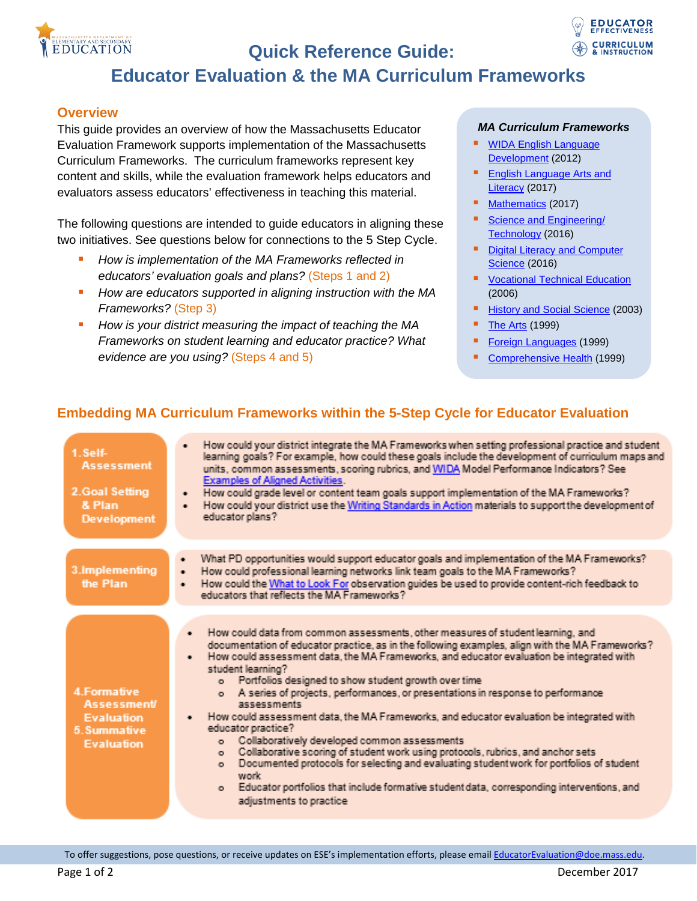# Quick Reference Guide:
# Educator Evaluation & the MA Curriculum Frameworks

## Overview

This guide provides an overview of how the Massachusetts Educator Evaluation Framework supports implementation of the Massachusetts Curriculum Frameworks. The curriculum frameworks represent key content and skills, while the evaluation framework helps educators and evaluators assess educators' effectiveness in teaching this material.

The following questions are intended to guide educators in aligning these two initiatives. See questions below for connections to the 5 Step Cycle.

- *How is implementation of the MA Frameworks reflected in educators' evaluation goals and plans?* (Steps 1 and 2)
- *How are educators supported in aligning instruction with the MA Frameworks?* (Step 3)
- *How is your district measuring the impact of teaching the MA Frameworks on student learning and educator practice? What evidence are you using?* (Steps 4 and 5)

### *MA Curriculum Frameworks*

- WIDA English Language Development (2012)
- English Language Arts and Literacy (2017)
- Mathematics (2017)
- Science and Engineering/ Technology (2016)
- Digital Literacy and Computer Science (2016)
- Vocational Technical Education (2006)
- History and Social Science (2003)
- The Arts (1999)
- Foreign Languages (1999)
- Comprehensive Health (1999)

## Embedding MA Curriculum Frameworks within the 5-Step Cycle for Educator Evaluation

**1. Self-Assessment**
**2. Goal Setting & Plan Development**

- How could your district integrate the MA Frameworks when setting professional practice and student learning goals? For example, how could these goals include the development of curriculum maps and units, common assessments, scoring rubrics, and WIDA Model Performance Indicators? See Examples of Aligned Activities.
- How could grade level or content team goals support implementation of the MA Frameworks?
- How could your district use the Writing Standards in Action materials to support the development of educator plans?

**3. Implementing the Plan**

- What PD opportunities would support educator goals and implementation of the MA Frameworks?
- How could professional learning networks link team goals to the MA Frameworks?
- How could the What to Look For observation guides be used to provide content-rich feedback to educators that reflects the MA Frameworks?

**4. Formative Assessment/ Evaluation**
**5. Summative Evaluation**

- How could data from common assessments, other measures of student learning, and documentation of educator practice, as in the following examples, align with the MA Frameworks?
- How could assessment data, the MA Frameworks, and educator evaluation be integrated with student learning?
  - Portfolios designed to show student growth over time
  - A series of projects, performances, or presentations in response to performance assessments
- How could assessment data, the MA Frameworks, and educator evaluation be integrated with educator practice?
  - Collaboratively developed common assessments
  - Collaborative scoring of student work using protocols, rubrics, and anchor sets
  - Documented protocols for selecting and evaluating student work for portfolios of student work
  - Educator portfolios that include formative student data, corresponding interventions, and adjustments to practice

To offer suggestions, pose questions, or receive updates on ESE's implementation efforts, please email EducatorEvaluation@doe.mass.edu.

December 2017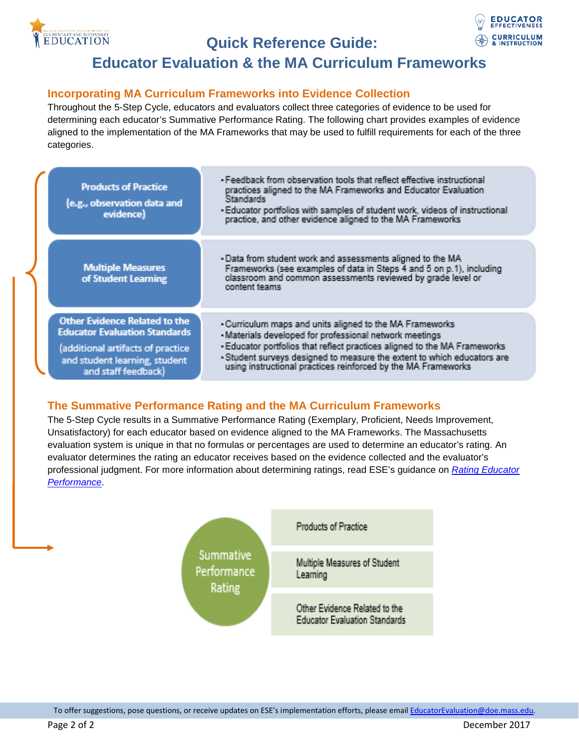# Quick Reference Guide:

# Educator Evaluation & the MA Curriculum Frameworks

## Incorporating MA Curriculum Frameworks into Evidence Collection

Throughout the 5-Step Cycle, educators and evaluators collect three categories of evidence to be used for determining each educator's Summative Performance Rating. The following chart provides examples of evidence aligned to the implementation of the MA Frameworks that may be used to fulfill requirements for each of the three categories.

| | |
|---|---|
| **Products of Practice** (e.g., observation data and evidence) | • Feedback from observation tools that reflect effective instructional practices aligned to the MA Frameworks and Educator Evaluation Standards<br>• Educator portfolios with samples of student work, videos of instructional practice, and other evidence aligned to the MA Frameworks |
| **Multiple Measures of Student Learning** | • Data from student work and assessments aligned to the MA Frameworks (see examples of data in Steps 4 and 5 on p.1), including classroom and common assessments reviewed by grade level or content teams |
| **Other Evidence Related to the Educator Evaluation Standards** (additional artifacts of practice and student learning, student and staff feedback) | • Curriculum maps and units aligned to the MA Frameworks<br>• Materials developed for professional network meetings<br>• Educator portfolios that reflect practices aligned to the MA Frameworks<br>• Student surveys designed to measure the extent to which educators are using instructional practices reinforced by the MA Frameworks |

## The Summative Performance Rating and the MA Curriculum Frameworks

The 5-Step Cycle results in a Summative Performance Rating (Exemplary, Proficient, Needs Improvement, Unsatisfactory) for each educator based on evidence aligned to the MA Frameworks. The Massachusetts evaluation system is unique in that no formulas or percentages are used to determine an educator's rating. An evaluator determines the rating an educator receives based on the evidence collected and the evaluator's professional judgment. For more information about determining ratings, read ESE's guidance on *Rating Educator Performance*.

Summative Performance Rating

Products of Practice

Multiple Measures of Student Learning

Other Evidence Related to the Educator Evaluation Standards

To offer suggestions, pose questions, or receive updates on ESE's implementation efforts, please email EducatorEvaluation@doe.mass.edu.

December 2017